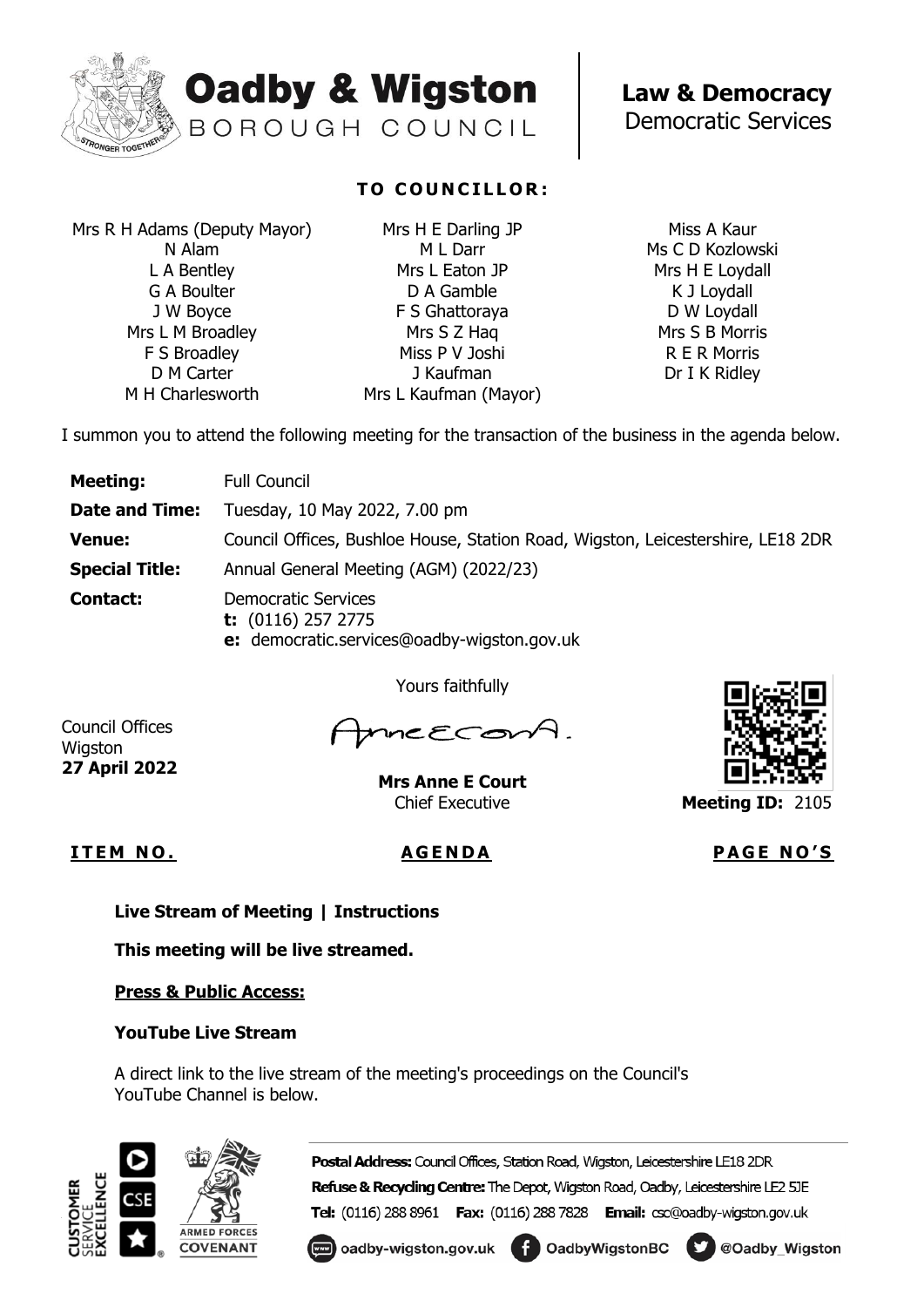**Oadby & Wigston**
BOROUGH COUNCIL

**Law & Democracy**
Democratic Services

**TO COUNCILLOR:**

Mrs R H Adams (Deputy Mayor)
N Alam
L A Bentley
G A Boulter
J W Boyce
Mrs L M Broadley
F S Broadley
D M Carter
M H Charlesworth
Mrs H E Darling JP
M L Darr
Mrs L Eaton JP
D A Gamble
F S Ghattoraya
Mrs S Z Haq
Miss P V Joshi
J Kaufman
Mrs L Kaufman (Mayor)
Miss A Kaur
Ms C D Kozlowski
Mrs H E Loydall
K J Loydall
D W Loydall
Mrs S B Morris
R E R Morris
Dr I K Ridley

I summon you to attend the following meeting for the transaction of the business in the agenda below.

| | |
|---|---|
| **Meeting:** | Full Council |
| **Date and Time:** | Tuesday, 10 May 2022, 7.00 pm |
| **Venue:** | Council Offices, Bushloe House, Station Road, Wigston, Leicestershire, LE18 2DR |
| **Special Title:** | Annual General Meeting (AGM) (2022/23) |
| **Contact:** | Democratic Services<br>**t:** (0116) 257 2775<br>**e:** democratic.services@oadby-wigston.gov.uk |

Yours faithfully

Council Offices
Wigston
**27 April 2022**

**Mrs Anne E Court**
Chief Executive

**Meeting ID:** 2105

**ITEM NO.** | **AGENDA** | **PAGE NO'S**

**Live Stream of Meeting | Instructions**

**This meeting will be live streamed.**

**Press & Public Access:**

**YouTube Live Stream**

A direct link to the live stream of the meeting's proceedings on the Council's YouTube Channel is below.

**Postal Address:** Council Offices, Station Road, Wigston, Leicestershire LE18 2DR
**Refuse & Recycling Centre:** The Depot, Wigston Road, Oadby, Leicestershire LE2 5JE
**Tel:** (0116) 288 8961 **Fax:** (0116) 288 7828 **Email:** csc@oadby-wigston.gov.uk
oadby-wigston.gov.uk OadbyWigstonBC @Oadby_Wigston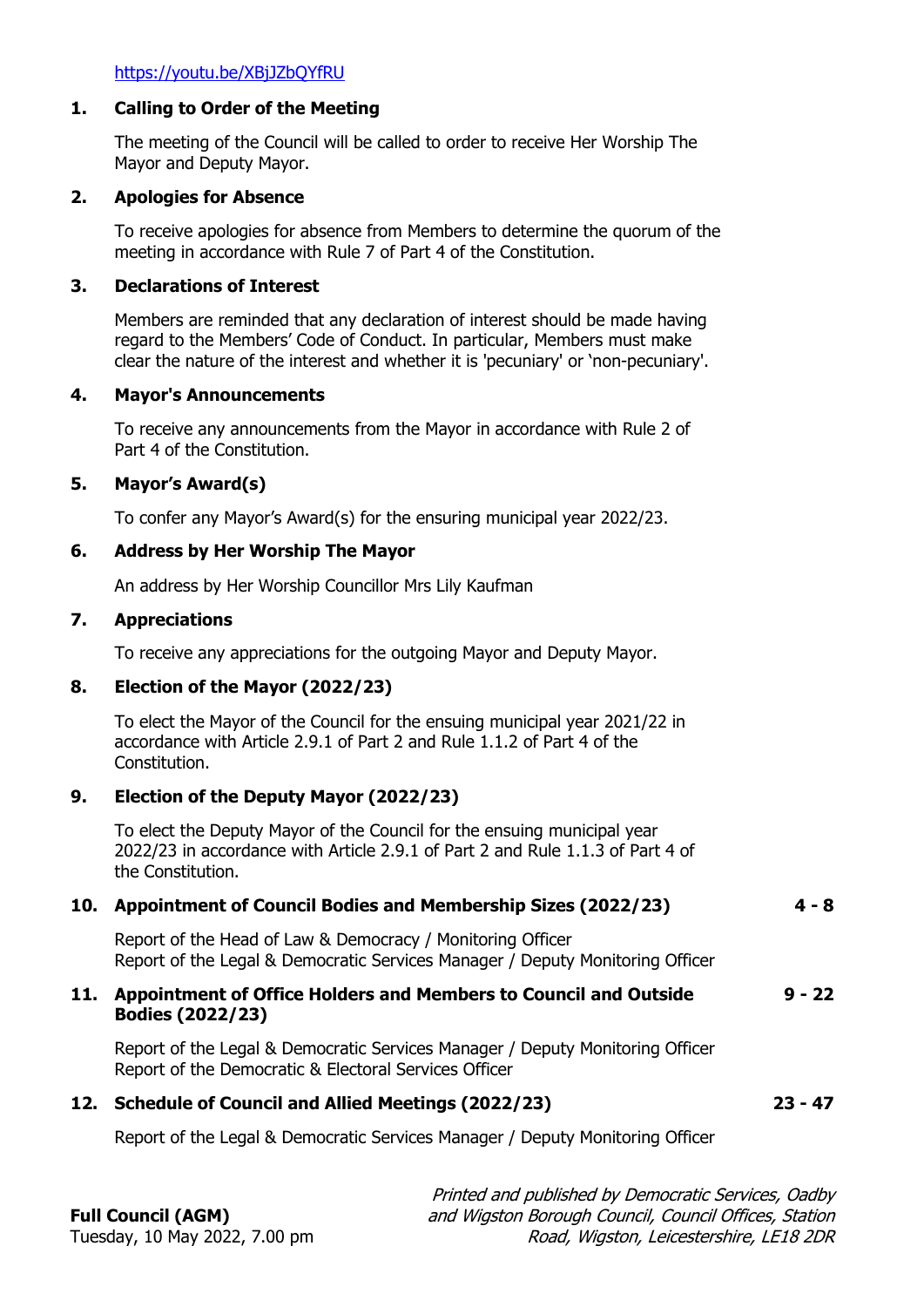https://youtu.be/XBjJZbQYfRU

**1. Calling to Order of the Meeting**

The meeting of the Council will be called to order to receive Her Worship The Mayor and Deputy Mayor.

**2. Apologies for Absence**

To receive apologies for absence from Members to determine the quorum of the meeting in accordance with Rule 7 of Part 4 of the Constitution.

**3. Declarations of Interest**

Members are reminded that any declaration of interest should be made having regard to the Members' Code of Conduct. In particular, Members must make clear the nature of the interest and whether it is 'pecuniary' or 'non-pecuniary'.

**4. Mayor's Announcements**

To receive any announcements from the Mayor in accordance with Rule 2 of Part 4 of the Constitution.

**5. Mayor's Award(s)**

To confer any Mayor's Award(s) for the ensuring municipal year 2022/23.

**6. Address by Her Worship The Mayor**

An address by Her Worship Councillor Mrs Lily Kaufman

**7. Appreciations**

To receive any appreciations for the outgoing Mayor and Deputy Mayor.

**8. Election of the Mayor (2022/23)**

To elect the Mayor of the Council for the ensuing municipal year 2021/22 in accordance with Article 2.9.1 of Part 2 and Rule 1.1.2 of Part 4 of the Constitution.

**9. Election of the Deputy Mayor (2022/23)**

To elect the Deputy Mayor of the Council for the ensuing municipal year 2022/23 in accordance with Article 2.9.1 of Part 2 and Rule 1.1.3 of Part 4 of the Constitution.

**10. Appointment of Council Bodies and Membership Sizes (2022/23)** — **4 - 8**

Report of the Head of Law & Democracy / Monitoring Officer
Report of the Legal & Democratic Services Manager / Deputy Monitoring Officer

**11. Appointment of Office Holders and Members to Council and Outside Bodies (2022/23)** — **9 - 22**

Report of the Legal & Democratic Services Manager / Deputy Monitoring Officer
Report of the Democratic & Electoral Services Officer

**12. Schedule of Council and Allied Meetings (2022/23)** — **23 - 47**

Report of the Legal & Democratic Services Manager / Deputy Monitoring Officer

**Full Council (AGM)**
Tuesday, 10 May 2022, 7.00 pm

*Printed and published by Democratic Services, Oadby and Wigston Borough Council, Council Offices, Station Road, Wigston, Leicestershire, LE18 2DR*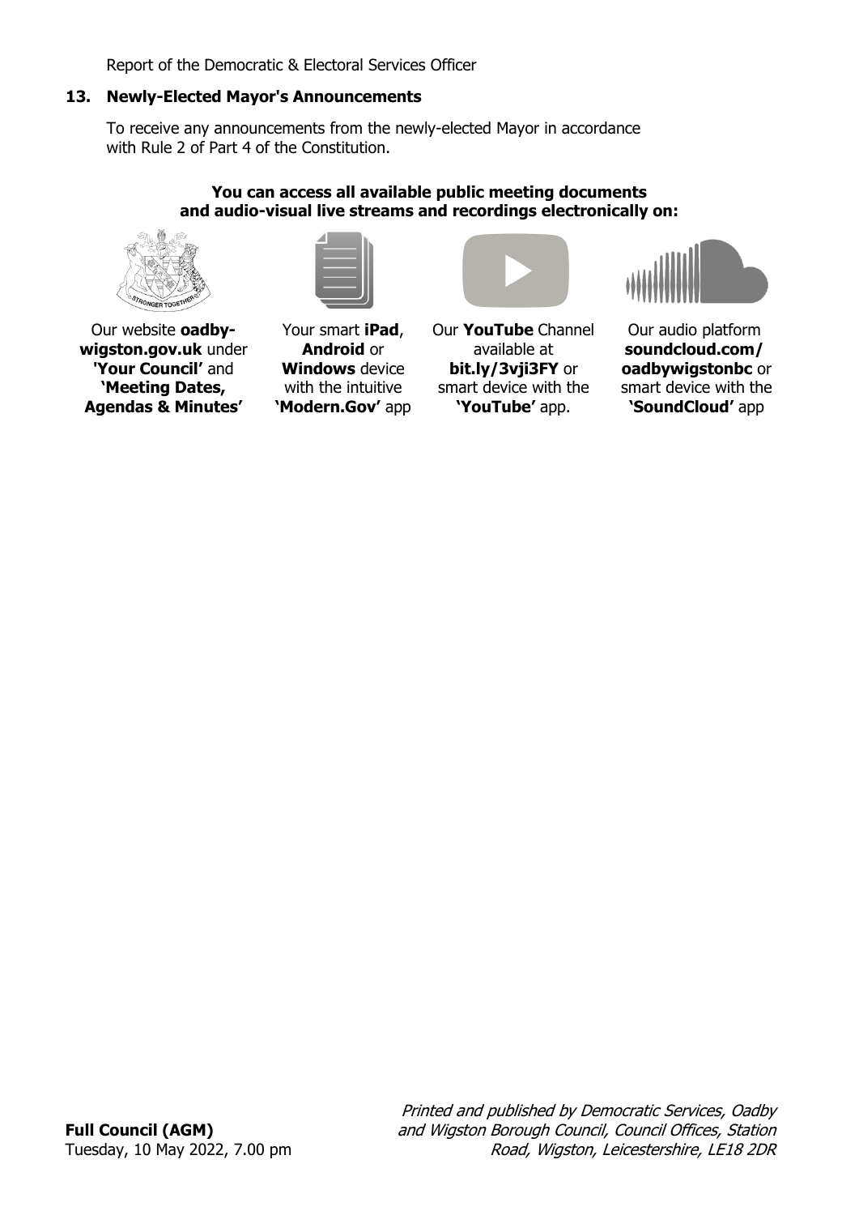Report of the Democratic & Electoral Services Officer

**13. Newly-Elected Mayor's Announcements**

To receive any announcements from the newly-elected Mayor in accordance with Rule 2 of Part 4 of the Constitution.

**You can access all available public meeting documents and audio-visual live streams and recordings electronically on:**

Our website **oadby-wigston.gov.uk** under **'Your Council'** and **'Meeting Dates, Agendas & Minutes'**

Your smart **iPad**, **Android** or **Windows** device with the intuitive **'Modern.Gov'** app

Our **YouTube** Channel available at **bit.ly/3vji3FY** or smart device with the **'YouTube'** app.

Our audio platform **soundcloud.com/ oadbywigstonbc** or smart device with the **'SoundCloud'** app

**Full Council (AGM)**
Tuesday, 10 May 2022, 7.00 pm

*Printed and published by Democratic Services, Oadby and Wigston Borough Council, Council Offices, Station Road, Wigston, Leicestershire, LE18 2DR*